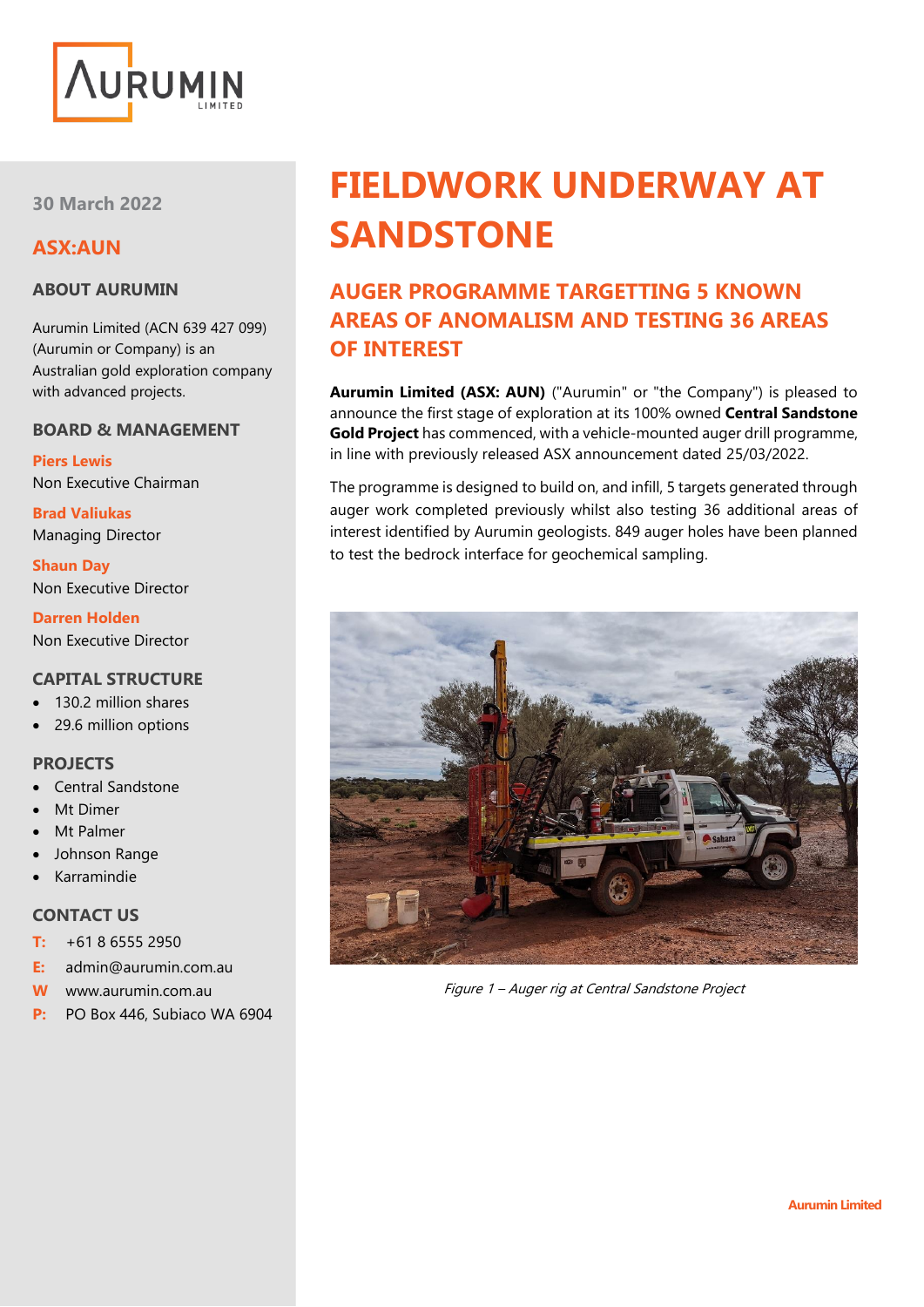30 March 2022

**ASX:AUN**

### ABOUT AURUMIN

Aurumin Limited (ACN 639 427 099) (Aurumin or Company) is an Australian gold exploration company with advanced projects.

### BOARD & MANAGEMENT

**Piers Lewis**
Non Executive Chairman

**Brad Valiukas**
Managing Director

**Shaun Day**
Non Executive Director

**Darren Holden**
Non Executive Director

### CAPITAL STRUCTURE

- 130.2 million shares
- 29.6 million options

### PROJECTS

- Central Sandstone
- Mt Dimer
- Mt Palmer
- Johnson Range
- Karramindie

### CONTACT US

**T:** +61 8 6555 2950
**E:** admin@aurumin.com.au
**W** www.aurumin.com.au
**P:** PO Box 446, Subiaco WA 6904

# FIELDWORK UNDERWAY AT SANDSTONE

## AUGER PROGRAMME TARGETTING 5 KNOWN AREAS OF ANOMALISM AND TESTING 36 AREAS OF INTEREST

**Aurumin Limited (ASX: AUN)** ("Aurumin" or "the Company") is pleased to announce the first stage of exploration at its 100% owned **Central Sandstone Gold Project** has commenced, with a vehicle-mounted auger drill programme, in line with previously released ASX announcement dated 25/03/2022.

The programme is designed to build on, and infill, 5 targets generated through auger work completed previously whilst also testing 36 additional areas of interest identified by Aurumin geologists. 849 auger holes have been planned to test the bedrock interface for geochemical sampling.

*Figure 1 – Auger rig at Central Sandstone Project*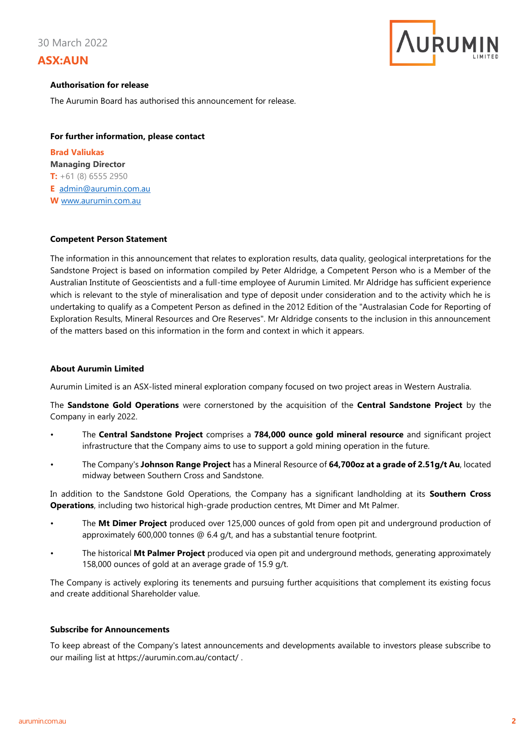**Authorisation for release**

The Aurumin Board has authorised this announcement for release.

**For further information, please contact**

**Brad Valiukas**
**Managing Director**
**T:** +61 (8) 6555 2950
**E** admin@aurumin.com.au
**W** www.aurumin.com.au

**Competent Person Statement**

The information in this announcement that relates to exploration results, data quality, geological interpretations for the Sandstone Project is based on information compiled by Peter Aldridge, a Competent Person who is a Member of the Australian Institute of Geoscientists and a full-time employee of Aurumin Limited. Mr Aldridge has sufficient experience which is relevant to the style of mineralisation and type of deposit under consideration and to the activity which he is undertaking to qualify as a Competent Person as defined in the 2012 Edition of the "Australasian Code for Reporting of Exploration Results, Mineral Resources and Ore Reserves". Mr Aldridge consents to the inclusion in this announcement of the matters based on this information in the form and context in which it appears.

**About Aurumin Limited**

Aurumin Limited is an ASX-listed mineral exploration company focused on two project areas in Western Australia.

The **Sandstone Gold Operations** were cornerstoned by the acquisition of the **Central Sandstone Project** by the Company in early 2022.

- The **Central Sandstone Project** comprises a **784,000 ounce gold mineral resource** and significant project infrastructure that the Company aims to use to support a gold mining operation in the future.
- The Company's **Johnson Range Project** has a Mineral Resource of **64,700oz at a grade of 2.51g/t Au**, located midway between Southern Cross and Sandstone.

In addition to the Sandstone Gold Operations, the Company has a significant landholding at its **Southern Cross Operations**, including two historical high-grade production centres, Mt Dimer and Mt Palmer.

- The **Mt Dimer Project** produced over 125,000 ounces of gold from open pit and underground production of approximately 600,000 tonnes @ 6.4 g/t, and has a substantial tenure footprint.
- The historical **Mt Palmer Project** produced via open pit and underground methods, generating approximately 158,000 ounces of gold at an average grade of 15.9 g/t.

The Company is actively exploring its tenements and pursuing further acquisitions that complement its existing focus and create additional Shareholder value.

**Subscribe for Announcements**

To keep abreast of the Company's latest announcements and developments available to investors please subscribe to our mailing list at https://aurumin.com.au/contact/ .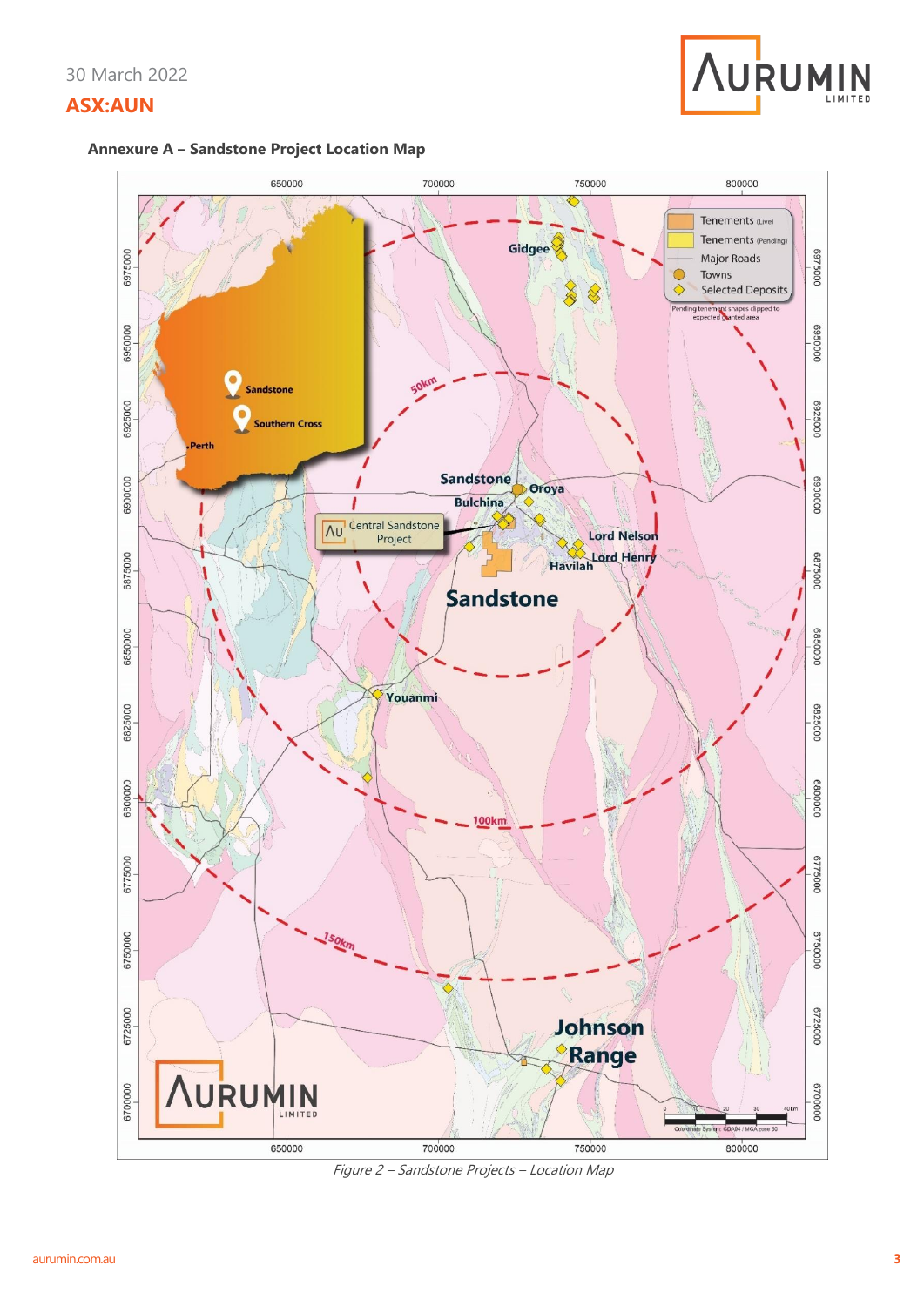**Annexure A – Sandstone Project Location Map**

650000
700000
750000
800000

Tenements (Live)
Tenements (Pending)
Major Roads
Towns
Selected Deposits
Pending tenement shapes clipped to expected granted area

Gidgee
50km
Sandstone
Southern Cross
Perth
Sandstone
Oroya
Bulchina
Central Sandstone Project
Lord Nelson
Lord Henry
Havilah
Sandstone
Youanmi
100km
150km
Johnson Range

6975000
6950000
6925000
6900000
6875000
6850000
6825000
6800000
6775000
6750000
6725000
6700000

Coordinate System: GDA94 / MGA zone 50

*Figure 2 – Sandstone Projects – Location Map*